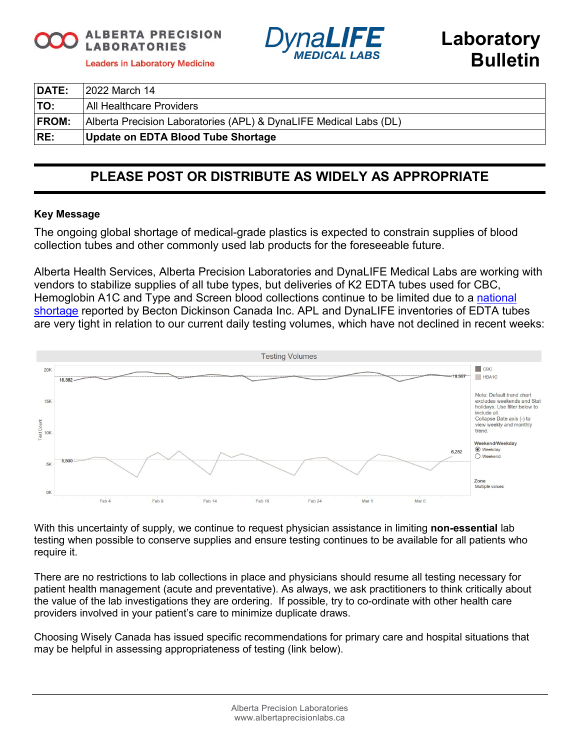ALBERTA PRECISION LABORATORIES
Leaders in Laboratory Medicine

DynaLIFE MEDICAL LABS

# Laboratory Bulletin

| | |
|---|---|
| **DATE:** | 2022 March 14 |
| **TO:** | All Healthcare Providers |
| **FROM:** | Alberta Precision Laboratories (APL) & DynaLIFE Medical Labs (DL) |
| **RE:** | **Update on EDTA Blood Tube Shortage** |

## PLEASE POST OR DISTRIBUTE AS WIDELY AS APPROPRIATE

**Key Message**

The ongoing global shortage of medical-grade plastics is expected to constrain supplies of blood collection tubes and other commonly used lab products for the foreseeable future.

Alberta Health Services, Alberta Precision Laboratories and DynaLIFE Medical Labs are working with vendors to stabilize supplies of all tube types, but deliveries of K2 EDTA tubes used for CBC, Hemoglobin A1C and Type and Screen blood collections continue to be limited due to a national shortage reported by Becton Dickinson Canada Inc. APL and DynaLIFE inventories of EDTA tubes are very tight in relation to our current daily testing volumes, which have not declined in recent weeks:

Testing Volumes

Legend: CBC, HBA1C

Note: Default trend chart excludes weekends and Stat holidays. Use filter below to include all. Collapse Date axis (-) to view weekly and monthly trend.

Weekend/Weekday: Weekday (selected), Weekend

Zone: Multiple values

Y-axis: Test Count (0K, 5K, 10K, 15K, 20K). X-axis: Feb 4, Feb 9, Feb 14, Feb 19, Feb 24, Mar 1, Mar 6. Labeled values: CBC 18,382 (start), 18,997 (end); HBA1C 5,500 (start), 6,282 (end).

With this uncertainty of supply, we continue to request physician assistance in limiting **non-essential** lab testing when possible to conserve supplies and ensure testing continues to be available for all patients who require it.

There are no restrictions to lab collections in place and physicians should resume all testing necessary for patient health management (acute and preventative). As always, we ask practitioners to think critically about the value of the lab investigations they are ordering. If possible, try to co-ordinate with other health care providers involved in your patient's care to minimize duplicate draws.

Choosing Wisely Canada has issued specific recommendations for primary care and hospital situations that may be helpful in assessing appropriateness of testing (link below).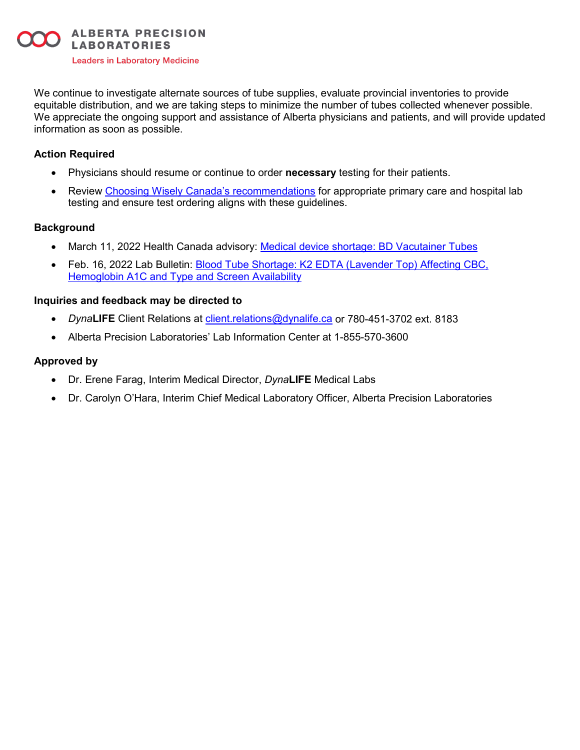We continue to investigate alternate sources of tube supplies, evaluate provincial inventories to provide equitable distribution, and we are taking steps to minimize the number of tubes collected whenever possible. We appreciate the ongoing support and assistance of Alberta physicians and patients, and will provide updated information as soon as possible.

### Action Required

- Physicians should resume or continue to order **necessary** testing for their patients.
- Review Choosing Wisely Canada's recommendations for appropriate primary care and hospital lab testing and ensure test ordering aligns with these guidelines.

### Background

- March 11, 2022 Health Canada advisory: Medical device shortage: BD Vacutainer Tubes
- Feb. 16, 2022 Lab Bulletin: Blood Tube Shortage: K2 EDTA (Lavender Top) Affecting CBC, Hemoglobin A1C and Type and Screen Availability

### Inquiries and feedback may be directed to

- *Dyna***LIFE** Client Relations at client.relations@dynalife.ca or 780-451-3702 ext. 8183
- Alberta Precision Laboratories' Lab Information Center at 1-855-570-3600

### Approved by

- Dr. Erene Farag, Interim Medical Director, *Dyna***LIFE** Medical Labs
- Dr. Carolyn O'Hara, Interim Chief Medical Laboratory Officer, Alberta Precision Laboratories